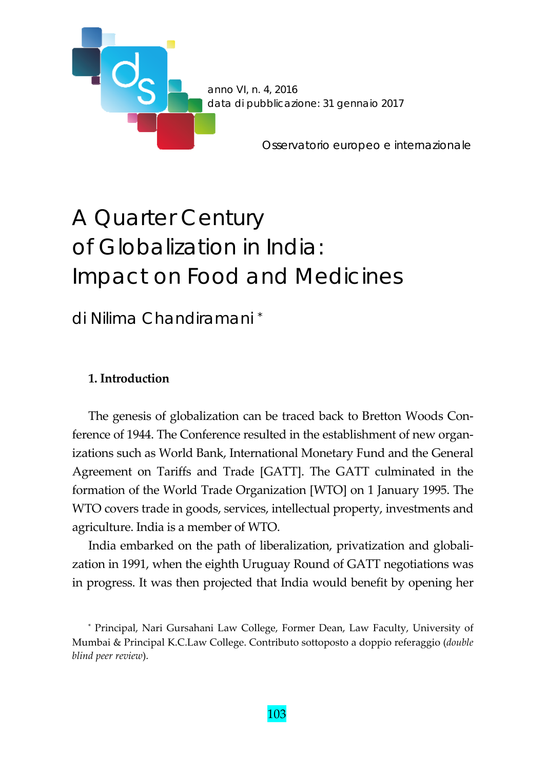anno VI, n. 4, 2016
data di pubblicazione: 31 gennaio 2017

Osservatorio europeo e internazionale

# A Quarter Century of Globalization in India: Impact on Food and Medicines

di Nilima Chandiramani [*]

## 1. Introduction

The genesis of globalization can be traced back to Bretton Woods Conference of 1944. The Conference resulted in the establishment of new organizations such as World Bank, International Monetary Fund and the General Agreement on Tariffs and Trade [GATT]. The GATT culminated in the formation of the World Trade Organization [WTO] on 1 January 1995. The WTO covers trade in goods, services, intellectual property, investments and agriculture. India is a member of WTO.

India embarked on the path of liberalization, privatization and globalization in 1991, when the eighth Uruguay Round of GATT negotiations was in progress. It was then projected that India would benefit by opening her

[*] Principal, Nari Gursahani Law College, Former Dean, Law Faculty, University of Mumbai & Principal K.C.Law College. Contributo sottoposto a doppio referaggio (*double blind peer review*).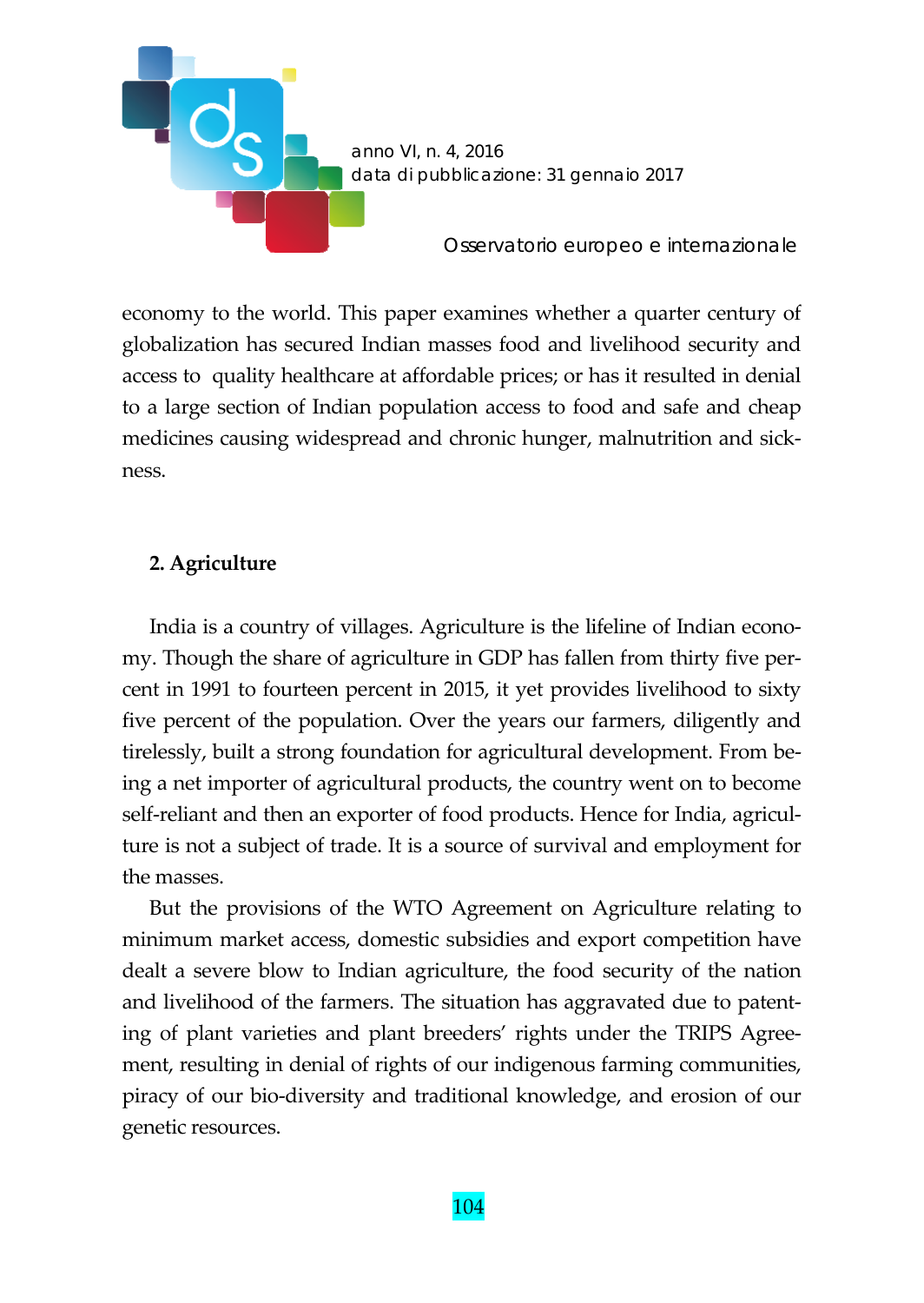economy to the world. This paper examines whether a quarter century of globalization has secured Indian masses food and livelihood security and access to quality healthcare at affordable prices; or has it resulted in denial to a large section of Indian population access to food and safe and cheap medicines causing widespread and chronic hunger, malnutrition and sickness.

## 2. Agriculture

India is a country of villages. Agriculture is the lifeline of Indian economy. Though the share of agriculture in GDP has fallen from thirty five percent in 1991 to fourteen percent in 2015, it yet provides livelihood to sixty five percent of the population. Over the years our farmers, diligently and tirelessly, built a strong foundation for agricultural development. From being a net importer of agricultural products, the country went on to become self-reliant and then an exporter of food products. Hence for India, agriculture is not a subject of trade. It is a source of survival and employment for the masses.

But the provisions of the WTO Agreement on Agriculture relating to minimum market access, domestic subsidies and export competition have dealt a severe blow to Indian agriculture, the food security of the nation and livelihood of the farmers. The situation has aggravated due to patenting of plant varieties and plant breeders' rights under the TRIPS Agreement, resulting in denial of rights of our indigenous farming communities, piracy of our bio-diversity and traditional knowledge, and erosion of our genetic resources.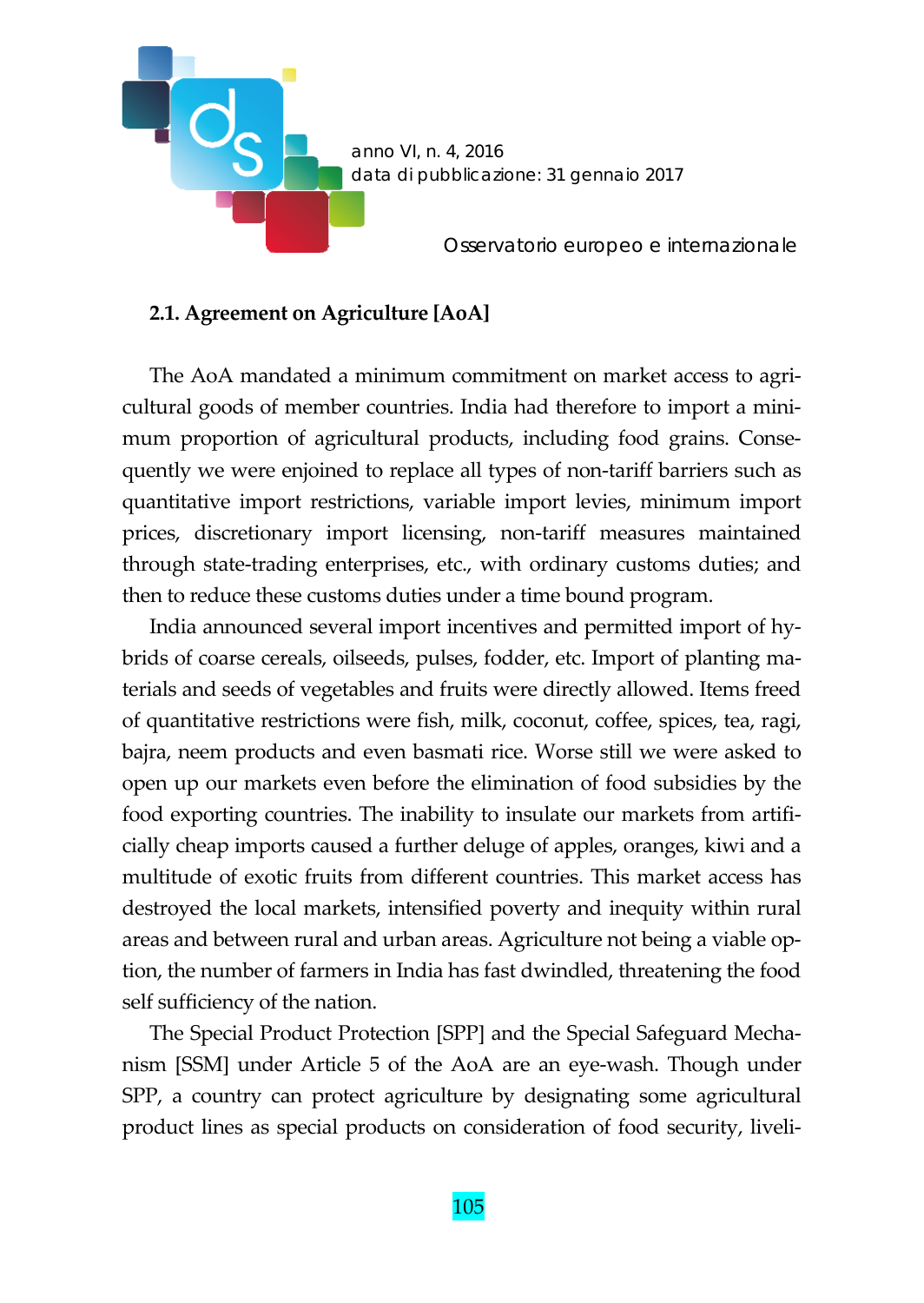### 2.1. Agreement on Agriculture [AoA]

The AoA mandated a minimum commitment on market access to agricultural goods of member countries. India had therefore to import a minimum proportion of agricultural products, including food grains. Consequently we were enjoined to replace all types of non-tariff barriers such as quantitative import restrictions, variable import levies, minimum import prices, discretionary import licensing, non-tariff measures maintained through state-trading enterprises, etc., with ordinary customs duties; and then to reduce these customs duties under a time bound program.

India announced several import incentives and permitted import of hybrids of coarse cereals, oilseeds, pulses, fodder, etc. Import of planting materials and seeds of vegetables and fruits were directly allowed. Items freed of quantitative restrictions were fish, milk, coconut, coffee, spices, tea, ragi, bajra, neem products and even basmati rice. Worse still we were asked to open up our markets even before the elimination of food subsidies by the food exporting countries. The inability to insulate our markets from artificially cheap imports caused a further deluge of apples, oranges, kiwi and a multitude of exotic fruits from different countries. This market access has destroyed the local markets, intensified poverty and inequity within rural areas and between rural and urban areas. Agriculture not being a viable option, the number of farmers in India has fast dwindled, threatening the food self sufficiency of the nation.

The Special Product Protection [SPP] and the Special Safeguard Mechanism [SSM] under Article 5 of the AoA are an eye-wash. Though under SPP, a country can protect agriculture by designating some agricultural product lines as special products on consideration of food security, liveli-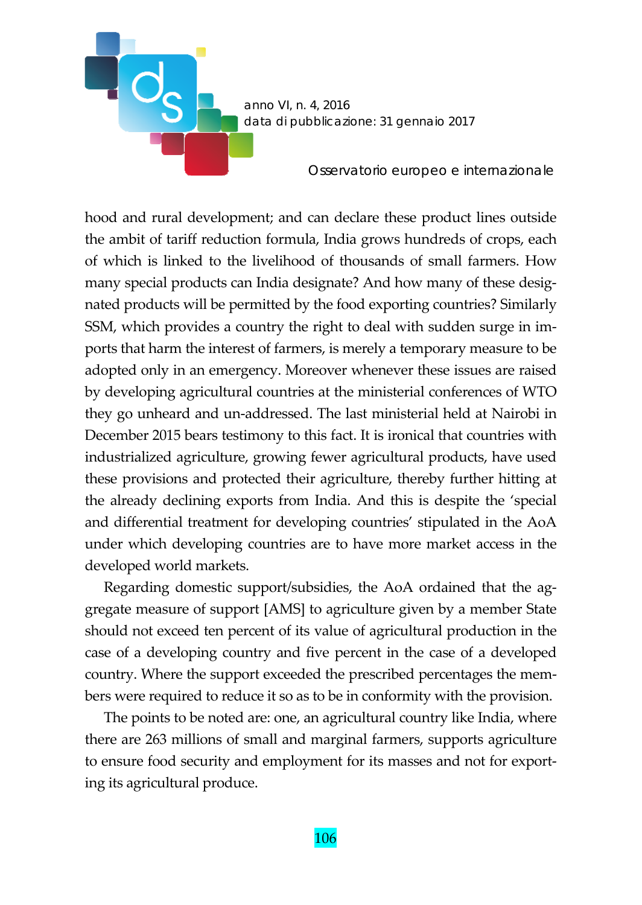hood and rural development; and can declare these product lines outside the ambit of tariff reduction formula, India grows hundreds of crops, each of which is linked to the livelihood of thousands of small farmers. How many special products can India designate? And how many of these designated products will be permitted by the food exporting countries? Similarly SSM, which provides a country the right to deal with sudden surge in imports that harm the interest of farmers, is merely a temporary measure to be adopted only in an emergency. Moreover whenever these issues are raised by developing agricultural countries at the ministerial conferences of WTO they go unheard and un-addressed. The last ministerial held at Nairobi in December 2015 bears testimony to this fact. It is ironical that countries with industrialized agriculture, growing fewer agricultural products, have used these provisions and protected their agriculture, thereby further hitting at the already declining exports from India. And this is despite the 'special and differential treatment for developing countries' stipulated in the AoA under which developing countries are to have more market access in the developed world markets.

Regarding domestic support/subsidies, the AoA ordained that the aggregate measure of support [AMS] to agriculture given by a member State should not exceed ten percent of its value of agricultural production in the case of a developing country and five percent in the case of a developed country. Where the support exceeded the prescribed percentages the members were required to reduce it so as to be in conformity with the provision.

The points to be noted are: one, an agricultural country like India, where there are 263 millions of small and marginal farmers, supports agriculture to ensure food security and employment for its masses and not for exporting its agricultural produce.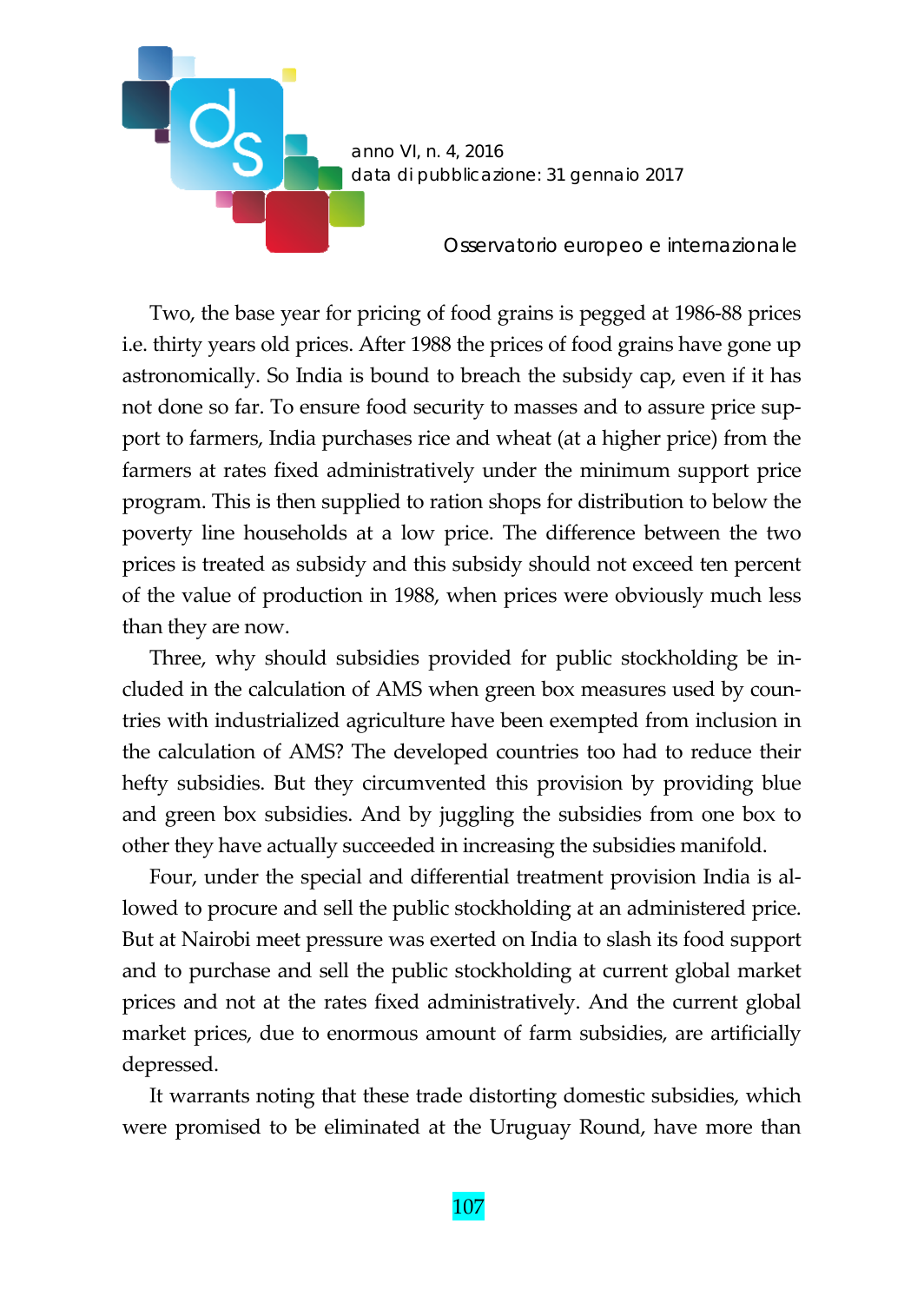Two, the base year for pricing of food grains is pegged at 1986-88 prices i.e. thirty years old prices. After 1988 the prices of food grains have gone up astronomically. So India is bound to breach the subsidy cap, even if it has not done so far. To ensure food security to masses and to assure price support to farmers, India purchases rice and wheat (at a higher price) from the farmers at rates fixed administratively under the minimum support price program. This is then supplied to ration shops for distribution to below the poverty line households at a low price. The difference between the two prices is treated as subsidy and this subsidy should not exceed ten percent of the value of production in 1988, when prices were obviously much less than they are now.

Three, why should subsidies provided for public stockholding be included in the calculation of AMS when green box measures used by countries with industrialized agriculture have been exempted from inclusion in the calculation of AMS? The developed countries too had to reduce their hefty subsidies. But they circumvented this provision by providing blue and green box subsidies. And by juggling the subsidies from one box to other they have actually succeeded in increasing the subsidies manifold.

Four, under the special and differential treatment provision India is allowed to procure and sell the public stockholding at an administered price. But at Nairobi meet pressure was exerted on India to slash its food support and to purchase and sell the public stockholding at current global market prices and not at the rates fixed administratively. And the current global market prices, due to enormous amount of farm subsidies, are artificially depressed.

It warrants noting that these trade distorting domestic subsidies, which were promised to be eliminated at the Uruguay Round, have more than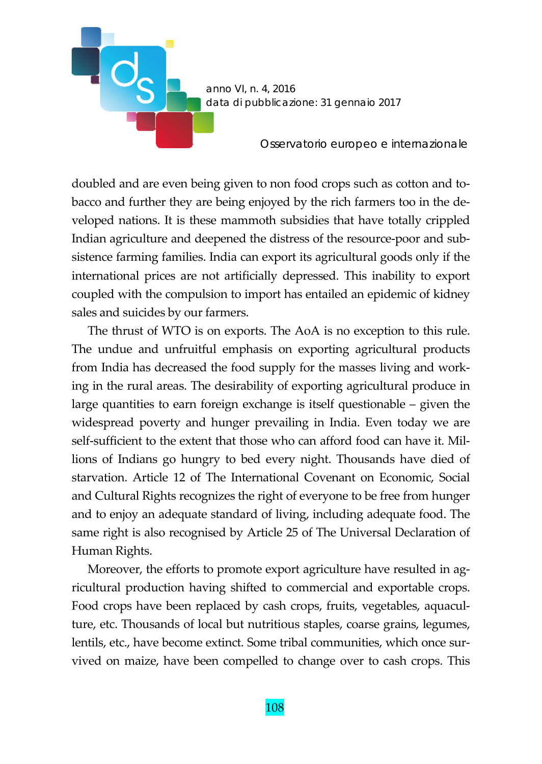doubled and are even being given to non food crops such as cotton and tobacco and further they are being enjoyed by the rich farmers too in the developed nations. It is these mammoth subsidies that have totally crippled Indian agriculture and deepened the distress of the resource-poor and subsistence farming families. India can export its agricultural goods only if the international prices are not artificially depressed. This inability to export coupled with the compulsion to import has entailed an epidemic of kidney sales and suicides by our farmers.

The thrust of WTO is on exports. The AoA is no exception to this rule. The undue and unfruitful emphasis on exporting agricultural products from India has decreased the food supply for the masses living and working in the rural areas. The desirability of exporting agricultural produce in large quantities to earn foreign exchange is itself questionable – given the widespread poverty and hunger prevailing in India. Even today we are self-sufficient to the extent that those who can afford food can have it. Millions of Indians go hungry to bed every night. Thousands have died of starvation. Article 12 of The International Covenant on Economic, Social and Cultural Rights recognizes the right of everyone to be free from hunger and to enjoy an adequate standard of living, including adequate food. The same right is also recognised by Article 25 of The Universal Declaration of Human Rights.

Moreover, the efforts to promote export agriculture have resulted in agricultural production having shifted to commercial and exportable crops. Food crops have been replaced by cash crops, fruits, vegetables, aquaculture, etc. Thousands of local but nutritious staples, coarse grains, legumes, lentils, etc., have become extinct. Some tribal communities, which once survived on maize, have been compelled to change over to cash crops. This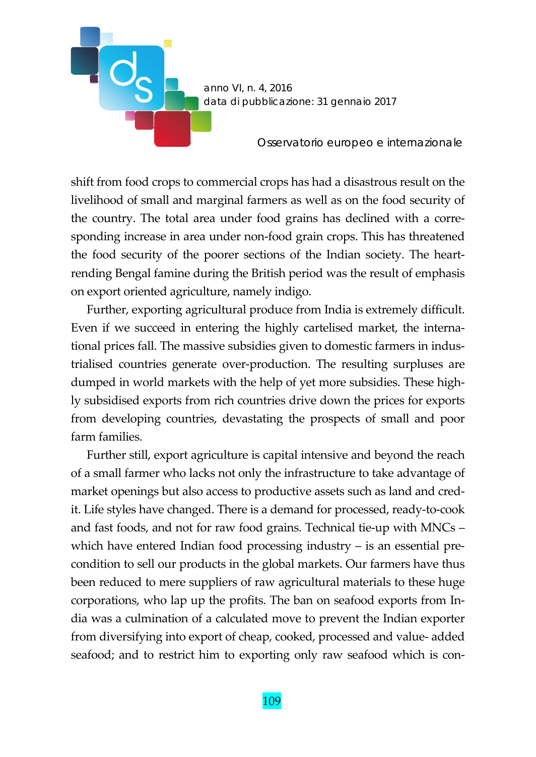shift from food crops to commercial crops has had a disastrous result on the livelihood of small and marginal farmers as well as on the food security of the country. The total area under food grains has declined with a corresponding increase in area under non-food grain crops. This has threatened the food security of the poorer sections of the Indian society. The heart-rending Bengal famine during the British period was the result of emphasis on export oriented agriculture, namely indigo.

Further, exporting agricultural produce from India is extremely difficult. Even if we succeed in entering the highly cartelised market, the international prices fall. The massive subsidies given to domestic farmers in industrialised countries generate over-production. The resulting surpluses are dumped in world markets with the help of yet more subsidies. These highly subsidised exports from rich countries drive down the prices for exports from developing countries, devastating the prospects of small and poor farm families.

Further still, export agriculture is capital intensive and beyond the reach of a small farmer who lacks not only the infrastructure to take advantage of market openings but also access to productive assets such as land and credit. Life styles have changed. There is a demand for processed, ready-to-cook and fast foods, and not for raw food grains. Technical tie-up with MNCs – which have entered Indian food processing industry – is an essential precondition to sell our products in the global markets. Our farmers have thus been reduced to mere suppliers of raw agricultural materials to these huge corporations, who lap up the profits. The ban on seafood exports from India was a culmination of a calculated move to prevent the Indian exporter from diversifying into export of cheap, cooked, processed and value- added seafood; and to restrict him to exporting only raw seafood which is con-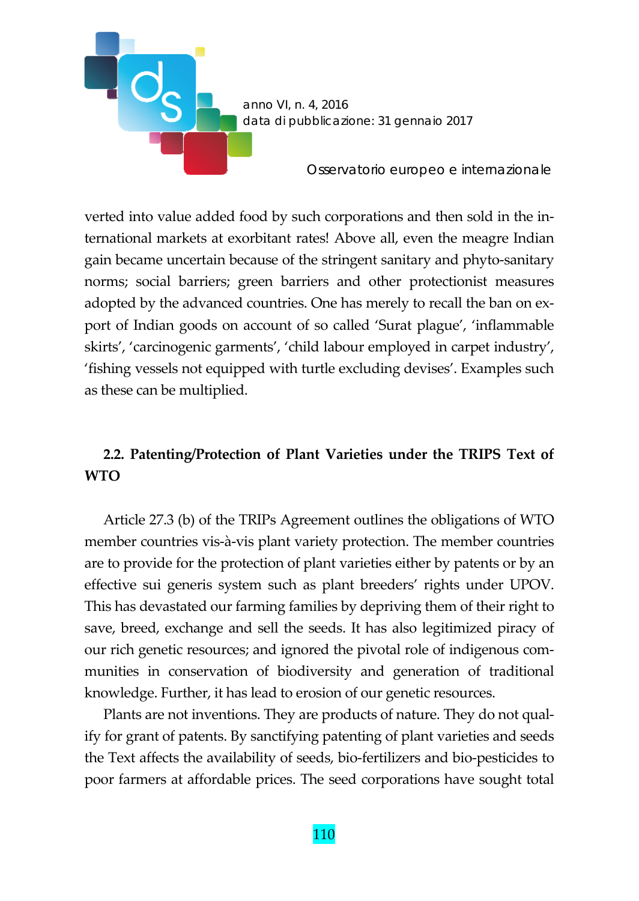verted into value added food by such corporations and then sold in the international markets at exorbitant rates! Above all, even the meagre Indian gain became uncertain because of the stringent sanitary and phyto-sanitary norms; social barriers; green barriers and other protectionist measures adopted by the advanced countries. One has merely to recall the ban on export of Indian goods on account of so called 'Surat plague', 'inflammable skirts', 'carcinogenic garments', 'child labour employed in carpet industry', 'fishing vessels not equipped with turtle excluding devises'. Examples such as these can be multiplied.

## 2.2. Patenting/Protection of Plant Varieties under the TRIPS Text of WTO

Article 27.3 (b) of the TRIPs Agreement outlines the obligations of WTO member countries vis-à-vis plant variety protection. The member countries are to provide for the protection of plant varieties either by patents or by an effective sui generis system such as plant breeders' rights under UPOV. This has devastated our farming families by depriving them of their right to save, breed, exchange and sell the seeds. It has also legitimized piracy of our rich genetic resources; and ignored the pivotal role of indigenous communities in conservation of biodiversity and generation of traditional knowledge. Further, it has lead to erosion of our genetic resources.

Plants are not inventions. They are products of nature. They do not qualify for grant of patents. By sanctifying patenting of plant varieties and seeds the Text affects the availability of seeds, bio-fertilizers and bio-pesticides to poor farmers at affordable prices. The seed corporations have sought total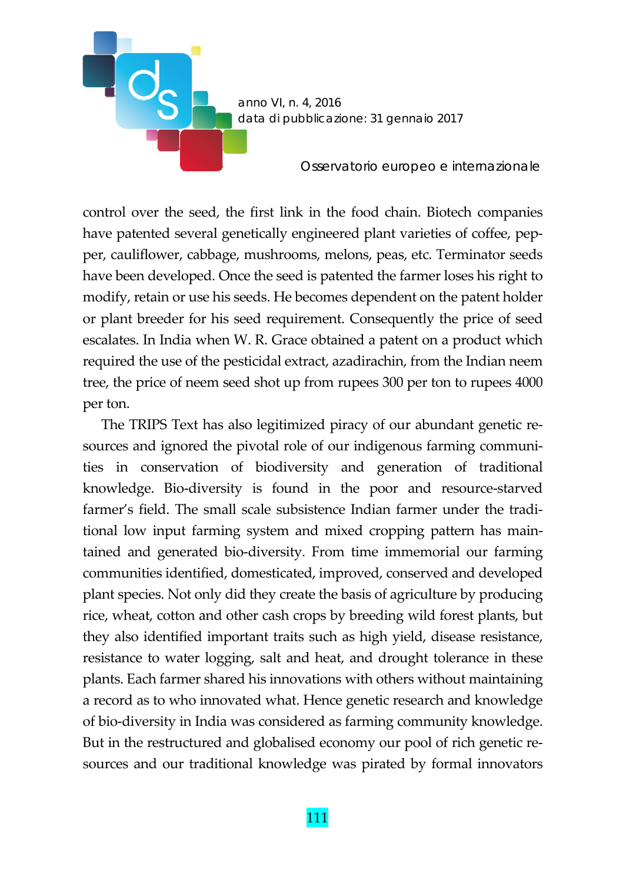control over the seed, the first link in the food chain. Biotech companies have patented several genetically engineered plant varieties of coffee, pepper, cauliflower, cabbage, mushrooms, melons, peas, etc. Terminator seeds have been developed. Once the seed is patented the farmer loses his right to modify, retain or use his seeds. He becomes dependent on the patent holder or plant breeder for his seed requirement. Consequently the price of seed escalates. In India when W. R. Grace obtained a patent on a product which required the use of the pesticidal extract, azadirachin, from the Indian neem tree, the price of neem seed shot up from rupees 300 per ton to rupees 4000 per ton.

The TRIPS Text has also legitimized piracy of our abundant genetic resources and ignored the pivotal role of our indigenous farming communities in conservation of biodiversity and generation of traditional knowledge. Bio-diversity is found in the poor and resource-starved farmer's field. The small scale subsistence Indian farmer under the traditional low input farming system and mixed cropping pattern has maintained and generated bio-diversity. From time immemorial our farming communities identified, domesticated, improved, conserved and developed plant species. Not only did they create the basis of agriculture by producing rice, wheat, cotton and other cash crops by breeding wild forest plants, but they also identified important traits such as high yield, disease resistance, resistance to water logging, salt and heat, and drought tolerance in these plants. Each farmer shared his innovations with others without maintaining a record as to who innovated what. Hence genetic research and knowledge of bio-diversity in India was considered as farming community knowledge. But in the restructured and globalised economy our pool of rich genetic resources and our traditional knowledge was pirated by formal innovators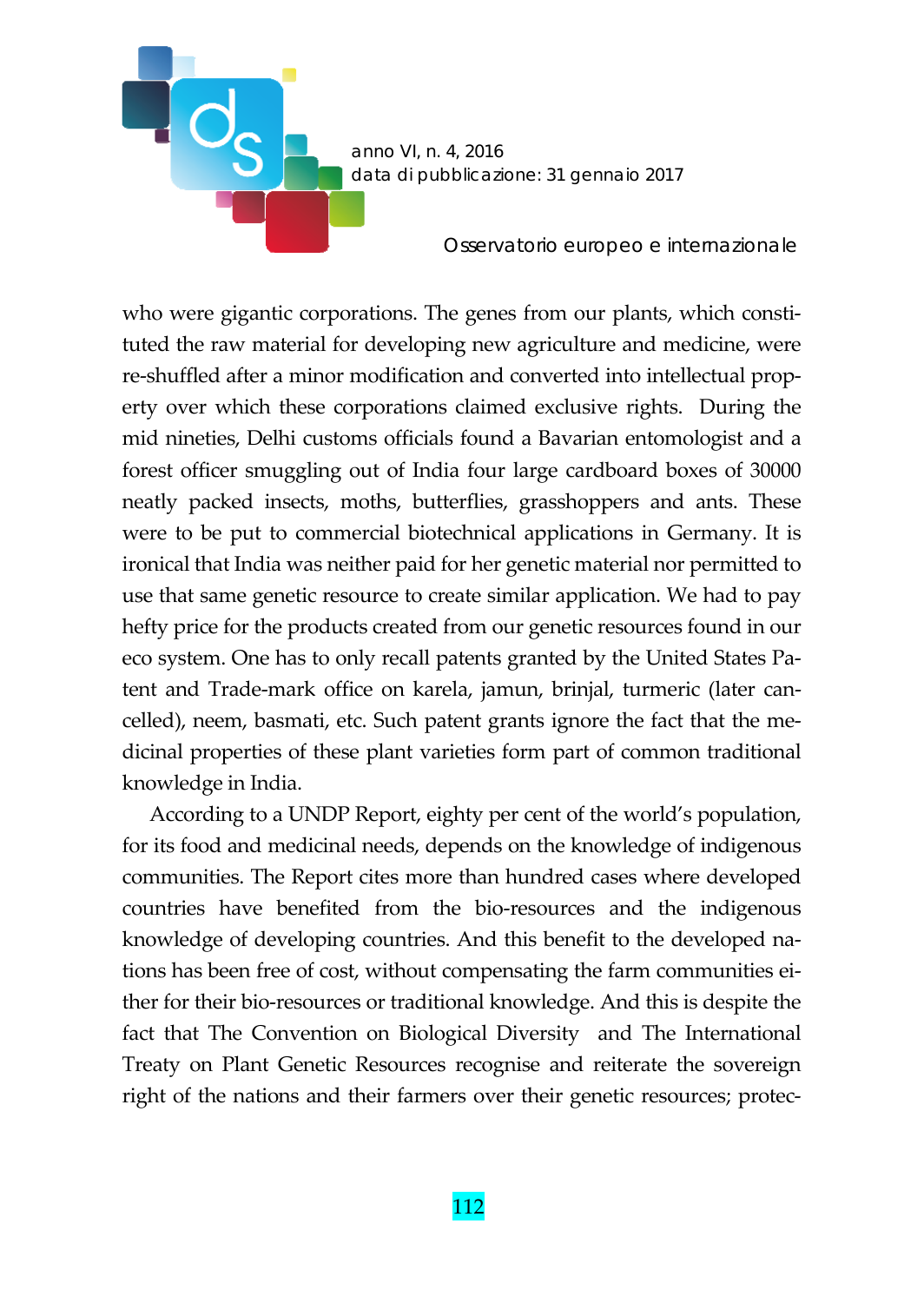who were gigantic corporations. The genes from our plants, which constituted the raw material for developing new agriculture and medicine, were re-shuffled after a minor modification and converted into intellectual property over which these corporations claimed exclusive rights. During the mid nineties, Delhi customs officials found a Bavarian entomologist and a forest officer smuggling out of India four large cardboard boxes of 30000 neatly packed insects, moths, butterflies, grasshoppers and ants. These were to be put to commercial biotechnical applications in Germany. It is ironical that India was neither paid for her genetic material nor permitted to use that same genetic resource to create similar application. We had to pay hefty price for the products created from our genetic resources found in our eco system. One has to only recall patents granted by the United States Patent and Trade-mark office on karela, jamun, brinjal, turmeric (later cancelled), neem, basmati, etc. Such patent grants ignore the fact that the medicinal properties of these plant varieties form part of common traditional knowledge in India.

According to a UNDP Report, eighty per cent of the world's population, for its food and medicinal needs, depends on the knowledge of indigenous communities. The Report cites more than hundred cases where developed countries have benefited from the bio-resources and the indigenous knowledge of developing countries. And this benefit to the developed nations has been free of cost, without compensating the farm communities either for their bio-resources or traditional knowledge. And this is despite the fact that The Convention on Biological Diversity and The International Treaty on Plant Genetic Resources recognise and reiterate the sovereign right of the nations and their farmers over their genetic resources; protec-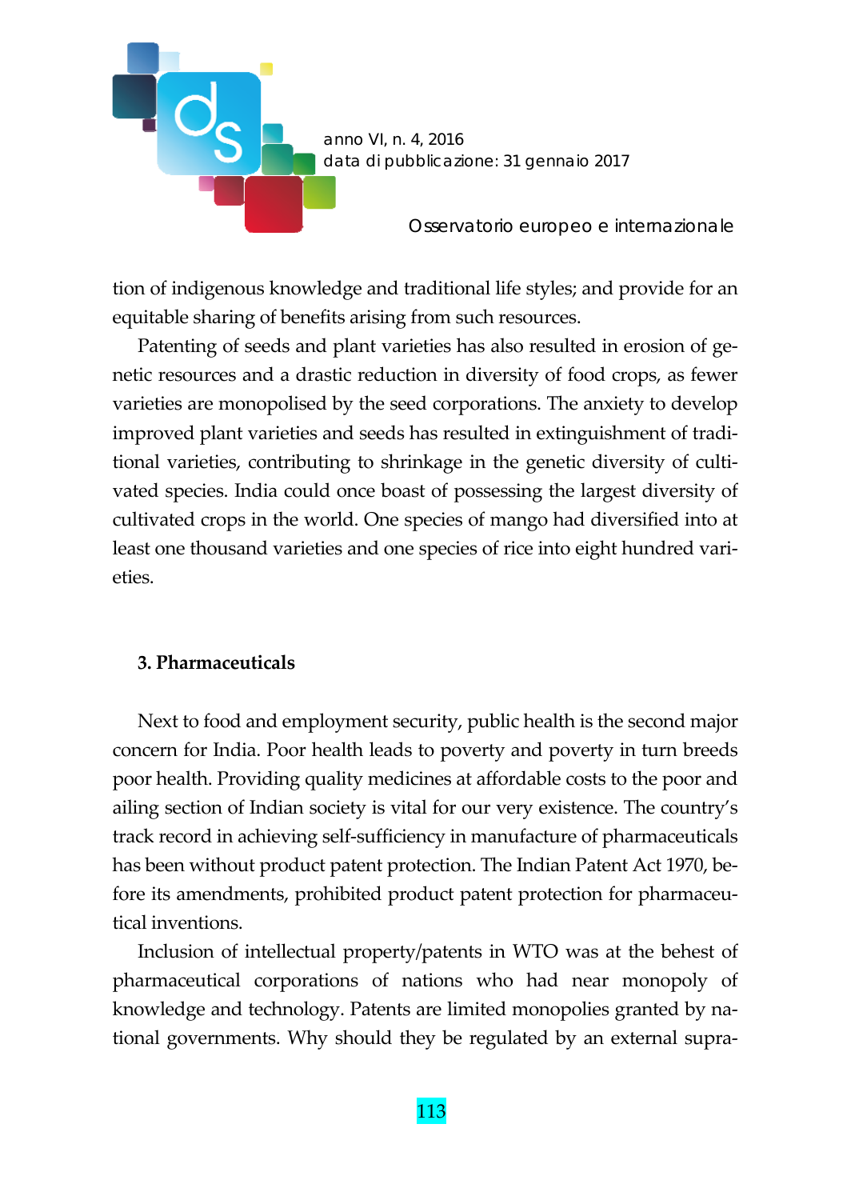tion of indigenous knowledge and traditional life styles; and provide for an equitable sharing of benefits arising from such resources.

Patenting of seeds and plant varieties has also resulted in erosion of genetic resources and a drastic reduction in diversity of food crops, as fewer varieties are monopolised by the seed corporations. The anxiety to develop improved plant varieties and seeds has resulted in extinguishment of traditional varieties, contributing to shrinkage in the genetic diversity of cultivated species. India could once boast of possessing the largest diversity of cultivated crops in the world. One species of mango had diversified into at least one thousand varieties and one species of rice into eight hundred varieties.

### 3. Pharmaceuticals

Next to food and employment security, public health is the second major concern for India. Poor health leads to poverty and poverty in turn breeds poor health. Providing quality medicines at affordable costs to the poor and ailing section of Indian society is vital for our very existence. The country's track record in achieving self-sufficiency in manufacture of pharmaceuticals has been without product patent protection. The Indian Patent Act 1970, before its amendments, prohibited product patent protection for pharmaceutical inventions.

Inclusion of intellectual property/patents in WTO was at the behest of pharmaceutical corporations of nations who had near monopoly of knowledge and technology. Patents are limited monopolies granted by national governments. Why should they be regulated by an external supra-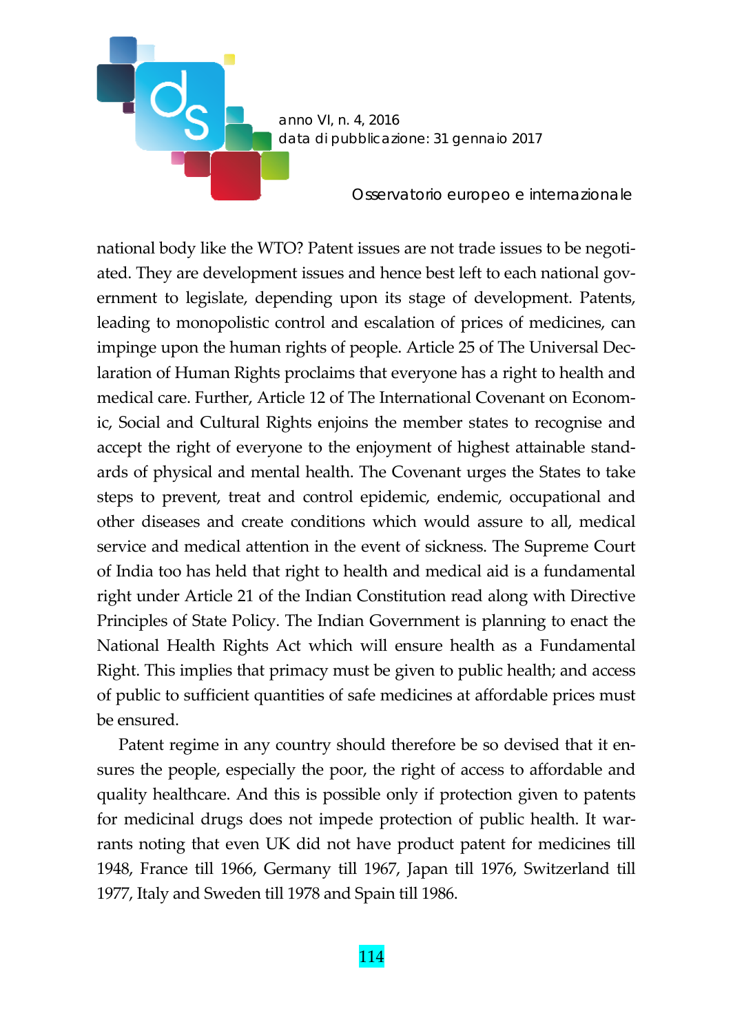national body like the WTO? Patent issues are not trade issues to be negotiated. They are development issues and hence best left to each national government to legislate, depending upon its stage of development. Patents, leading to monopolistic control and escalation of prices of medicines, can impinge upon the human rights of people. Article 25 of The Universal Declaration of Human Rights proclaims that everyone has a right to health and medical care. Further, Article 12 of The International Covenant on Economic, Social and Cultural Rights enjoins the member states to recognise and accept the right of everyone to the enjoyment of highest attainable standards of physical and mental health. The Covenant urges the States to take steps to prevent, treat and control epidemic, endemic, occupational and other diseases and create conditions which would assure to all, medical service and medical attention in the event of sickness. The Supreme Court of India too has held that right to health and medical aid is a fundamental right under Article 21 of the Indian Constitution read along with Directive Principles of State Policy. The Indian Government is planning to enact the National Health Rights Act which will ensure health as a Fundamental Right. This implies that primacy must be given to public health; and access of public to sufficient quantities of safe medicines at affordable prices must be ensured.

Patent regime in any country should therefore be so devised that it ensures the people, especially the poor, the right of access to affordable and quality healthcare. And this is possible only if protection given to patents for medicinal drugs does not impede protection of public health. It warrants noting that even UK did not have product patent for medicines till 1948, France till 1966, Germany till 1967, Japan till 1976, Switzerland till 1977, Italy and Sweden till 1978 and Spain till 1986.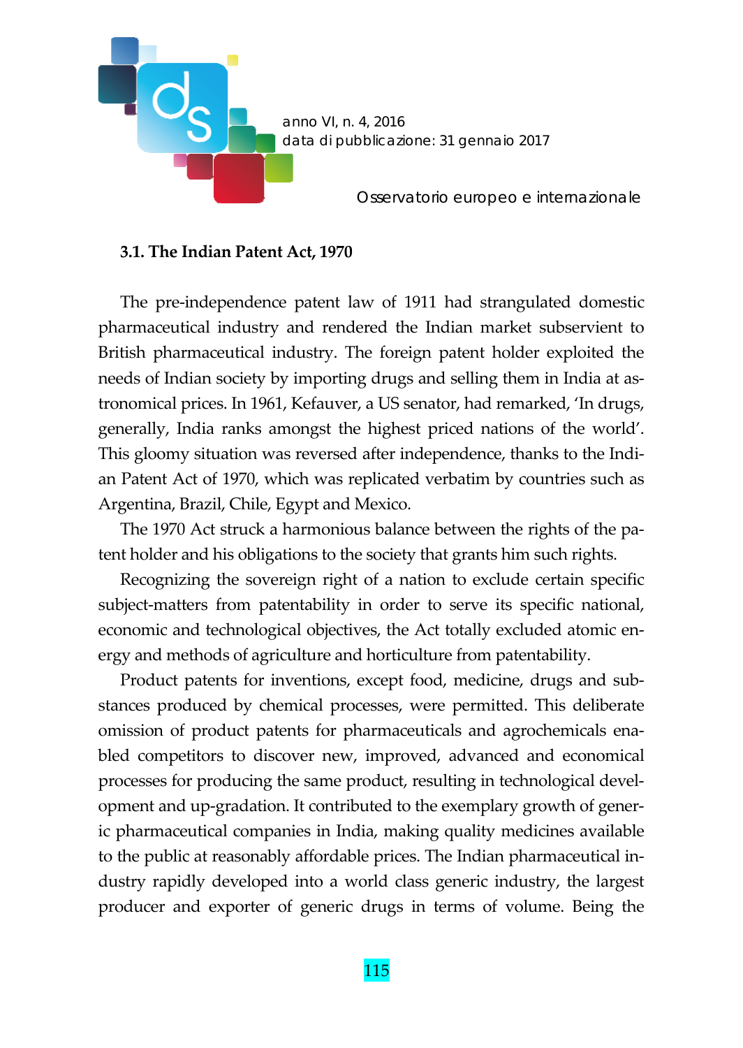### 3.1. The Indian Patent Act, 1970

The pre-independence patent law of 1911 had strangulated domestic pharmaceutical industry and rendered the Indian market subservient to British pharmaceutical industry. The foreign patent holder exploited the needs of Indian society by importing drugs and selling them in India at astronomical prices. In 1961, Kefauver, a US senator, had remarked, 'In drugs, generally, India ranks amongst the highest priced nations of the world'. This gloomy situation was reversed after independence, thanks to the Indian Patent Act of 1970, which was replicated verbatim by countries such as Argentina, Brazil, Chile, Egypt and Mexico.

The 1970 Act struck a harmonious balance between the rights of the patent holder and his obligations to the society that grants him such rights.

Recognizing the sovereign right of a nation to exclude certain specific subject-matters from patentability in order to serve its specific national, economic and technological objectives, the Act totally excluded atomic energy and methods of agriculture and horticulture from patentability.

Product patents for inventions, except food, medicine, drugs and substances produced by chemical processes, were permitted. This deliberate omission of product patents for pharmaceuticals and agrochemicals enabled competitors to discover new, improved, advanced and economical processes for producing the same product, resulting in technological development and up-gradation. It contributed to the exemplary growth of generic pharmaceutical companies in India, making quality medicines available to the public at reasonably affordable prices. The Indian pharmaceutical industry rapidly developed into a world class generic industry, the largest producer and exporter of generic drugs in terms of volume. Being the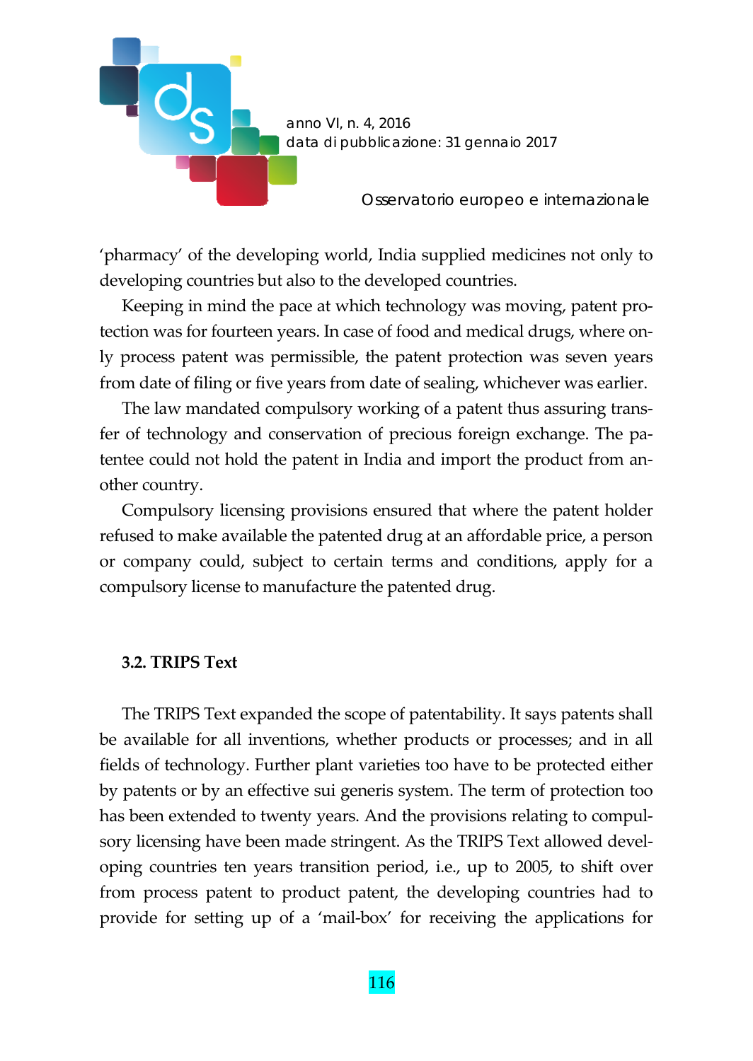'pharmacy' of the developing world, India supplied medicines not only to developing countries but also to the developed countries.

Keeping in mind the pace at which technology was moving, patent protection was for fourteen years. In case of food and medical drugs, where only process patent was permissible, the patent protection was seven years from date of filing or five years from date of sealing, whichever was earlier.

The law mandated compulsory working of a patent thus assuring transfer of technology and conservation of precious foreign exchange. The patentee could not hold the patent in India and import the product from another country.

Compulsory licensing provisions ensured that where the patent holder refused to make available the patented drug at an affordable price, a person or company could, subject to certain terms and conditions, apply for a compulsory license to manufacture the patented drug.

### 3.2. TRIPS Text

The TRIPS Text expanded the scope of patentability. It says patents shall be available for all inventions, whether products or processes; and in all fields of technology. Further plant varieties too have to be protected either by patents or by an effective sui generis system. The term of protection too has been extended to twenty years. And the provisions relating to compulsory licensing have been made stringent. As the TRIPS Text allowed developing countries ten years transition period, i.e., up to 2005, to shift over from process patent to product patent, the developing countries had to provide for setting up of a 'mail-box' for receiving the applications for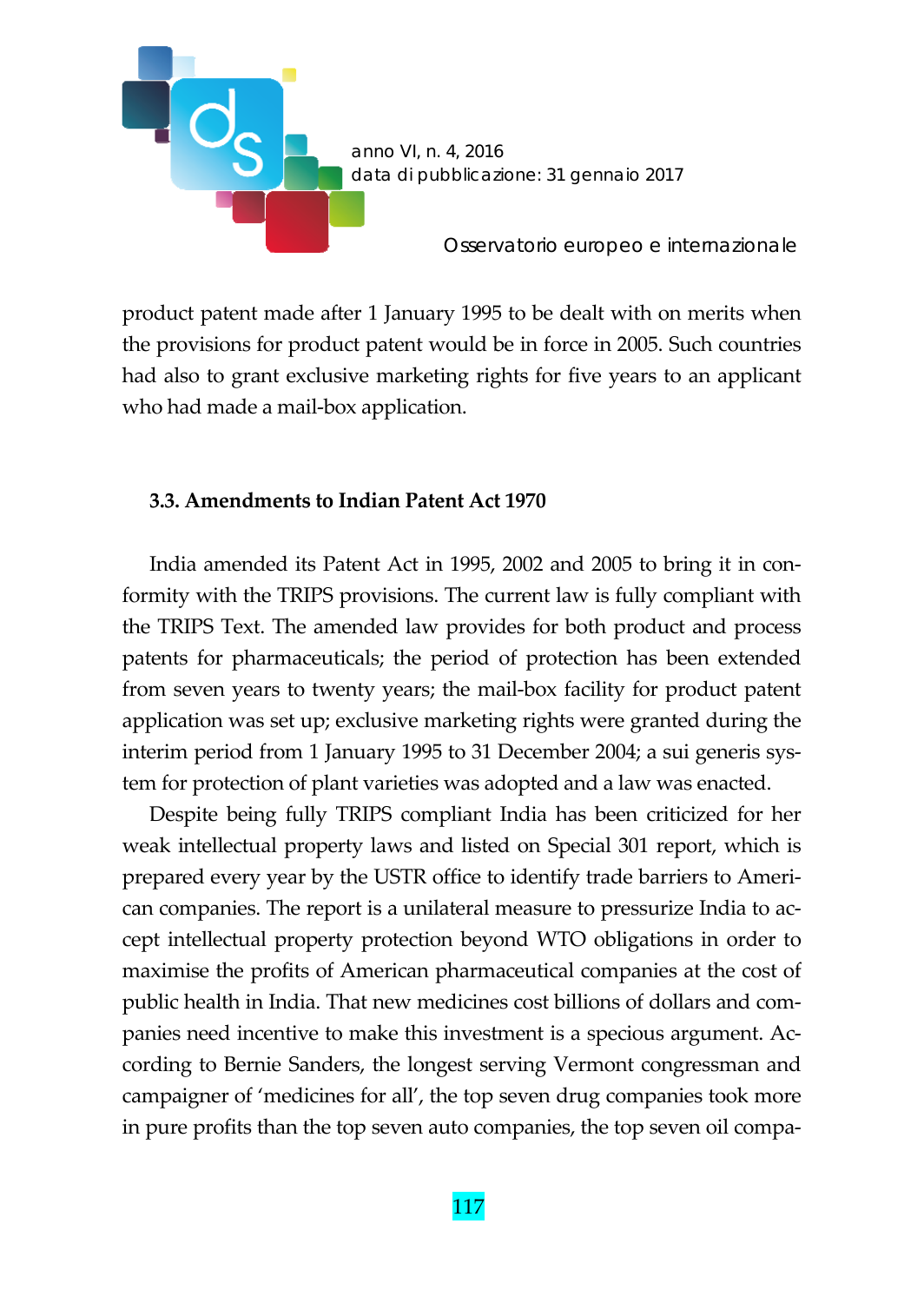product patent made after 1 January 1995 to be dealt with on merits when the provisions for product patent would be in force in 2005. Such countries had also to grant exclusive marketing rights for five years to an applicant who had made a mail-box application.

### 3.3. Amendments to Indian Patent Act 1970

India amended its Patent Act in 1995, 2002 and 2005 to bring it in conformity with the TRIPS provisions. The current law is fully compliant with the TRIPS Text. The amended law provides for both product and process patents for pharmaceuticals; the period of protection has been extended from seven years to twenty years; the mail-box facility for product patent application was set up; exclusive marketing rights were granted during the interim period from 1 January 1995 to 31 December 2004; a sui generis system for protection of plant varieties was adopted and a law was enacted.

Despite being fully TRIPS compliant India has been criticized for her weak intellectual property laws and listed on Special 301 report, which is prepared every year by the USTR office to identify trade barriers to American companies. The report is a unilateral measure to pressurize India to accept intellectual property protection beyond WTO obligations in order to maximise the profits of American pharmaceutical companies at the cost of public health in India. That new medicines cost billions of dollars and companies need incentive to make this investment is a specious argument. According to Bernie Sanders, the longest serving Vermont congressman and campaigner of 'medicines for all', the top seven drug companies took more in pure profits than the top seven auto companies, the top seven oil compa-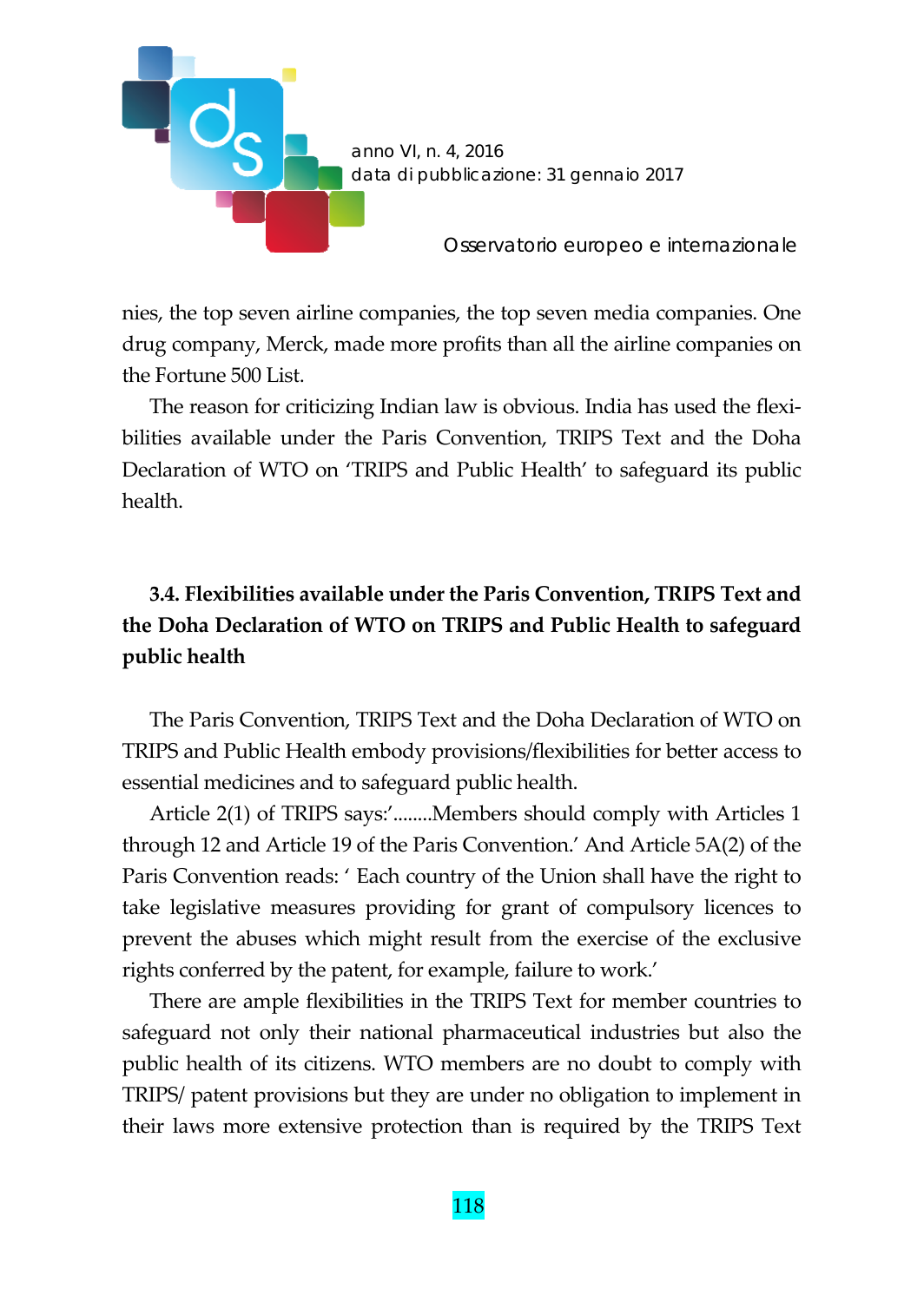nies, the top seven airline companies, the top seven media companies. One drug company, Merck, made more profits than all the airline companies on the Fortune 500 List.

The reason for criticizing Indian law is obvious. India has used the flexibilities available under the Paris Convention, TRIPS Text and the Doha Declaration of WTO on 'TRIPS and Public Health' to safeguard its public health.

### 3.4. Flexibilities available under the Paris Convention, TRIPS Text and the Doha Declaration of WTO on TRIPS and Public Health to safeguard public health

The Paris Convention, TRIPS Text and the Doha Declaration of WTO on TRIPS and Public Health embody provisions/flexibilities for better access to essential medicines and to safeguard public health.

Article 2(1) of TRIPS says:'........Members should comply with Articles 1 through 12 and Article 19 of the Paris Convention.' And Article 5A(2) of the Paris Convention reads: ' Each country of the Union shall have the right to take legislative measures providing for grant of compulsory licences to prevent the abuses which might result from the exercise of the exclusive rights conferred by the patent, for example, failure to work.'

There are ample flexibilities in the TRIPS Text for member countries to safeguard not only their national pharmaceutical industries but also the public health of its citizens. WTO members are no doubt to comply with TRIPS/ patent provisions but they are under no obligation to implement in their laws more extensive protection than is required by the TRIPS Text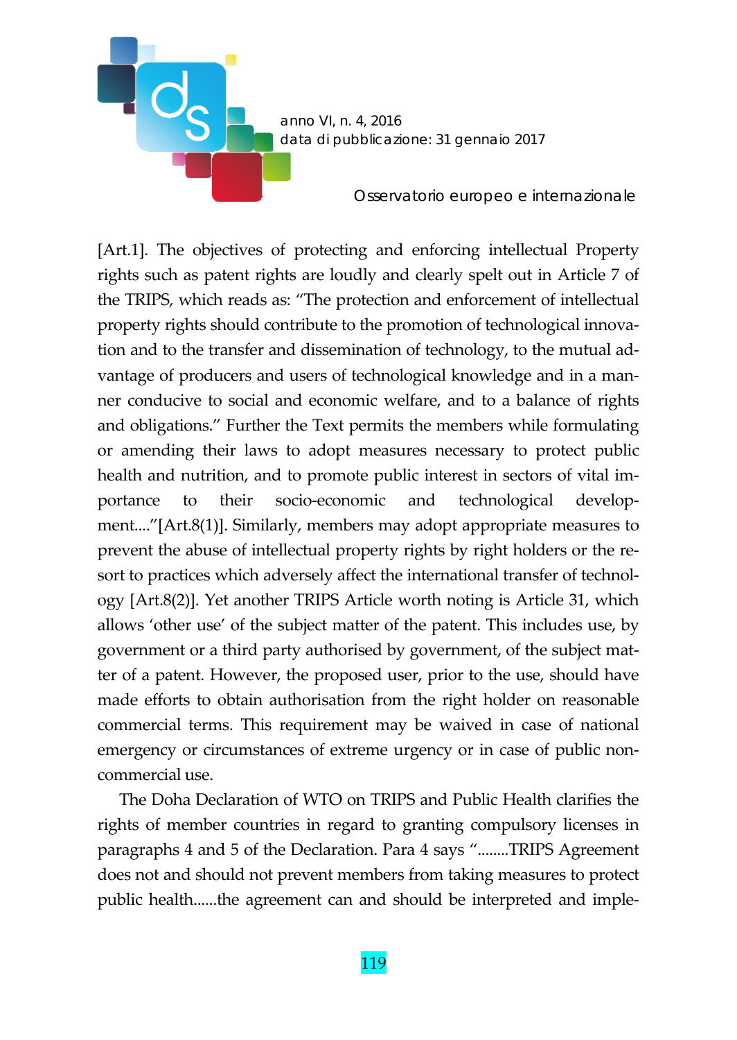[Art.1]. The objectives of protecting and enforcing intellectual Property rights such as patent rights are loudly and clearly spelt out in Article 7 of the TRIPS, which reads as: "The protection and enforcement of intellectual property rights should contribute to the promotion of technological innovation and to the transfer and dissemination of technology, to the mutual advantage of producers and users of technological knowledge and in a manner conducive to social and economic welfare, and to a balance of rights and obligations." Further the Text permits the members while formulating or amending their laws to adopt measures necessary to protect public health and nutrition, and to promote public interest in sectors of vital importance to their socio-economic and technological development...."[Art.8(1)]. Similarly, members may adopt appropriate measures to prevent the abuse of intellectual property rights by right holders or the resort to practices which adversely affect the international transfer of technology [Art.8(2)]. Yet another TRIPS Article worth noting is Article 31, which allows 'other use' of the subject matter of the patent. This includes use, by government or a third party authorised by government, of the subject matter of a patent. However, the proposed user, prior to the use, should have made efforts to obtain authorisation from the right holder on reasonable commercial terms. This requirement may be waived in case of national emergency or circumstances of extreme urgency or in case of public non-commercial use.

The Doha Declaration of WTO on TRIPS and Public Health clarifies the rights of member countries in regard to granting compulsory licenses in paragraphs 4 and 5 of the Declaration. Para 4 says "........TRIPS Agreement does not and should not prevent members from taking measures to protect public health......the agreement can and should be interpreted and imple-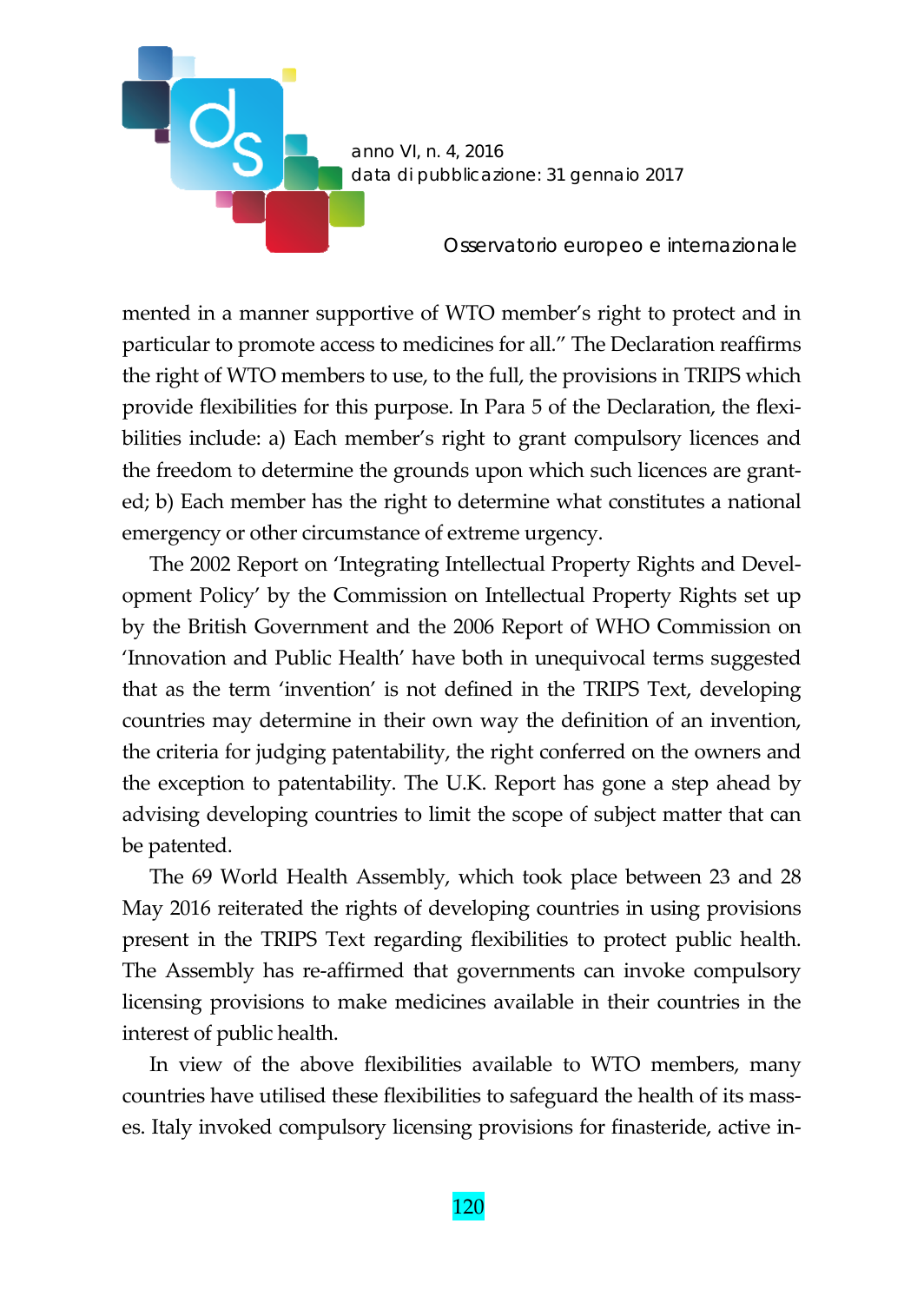mented in a manner supportive of WTO member's right to protect and in particular to promote access to medicines for all." The Declaration reaffirms the right of WTO members to use, to the full, the provisions in TRIPS which provide flexibilities for this purpose. In Para 5 of the Declaration, the flexibilities include: a) Each member's right to grant compulsory licences and the freedom to determine the grounds upon which such licences are granted; b) Each member has the right to determine what constitutes a national emergency or other circumstance of extreme urgency.

The 2002 Report on 'Integrating Intellectual Property Rights and Development Policy' by the Commission on Intellectual Property Rights set up by the British Government and the 2006 Report of WHO Commission on 'Innovation and Public Health' have both in unequivocal terms suggested that as the term 'invention' is not defined in the TRIPS Text, developing countries may determine in their own way the definition of an invention, the criteria for judging patentability, the right conferred on the owners and the exception to patentability. The U.K. Report has gone a step ahead by advising developing countries to limit the scope of subject matter that can be patented.

The 69 World Health Assembly, which took place between 23 and 28 May 2016 reiterated the rights of developing countries in using provisions present in the TRIPS Text regarding flexibilities to protect public health. The Assembly has re-affirmed that governments can invoke compulsory licensing provisions to make medicines available in their countries in the interest of public health.

In view of the above flexibilities available to WTO members, many countries have utilised these flexibilities to safeguard the health of its masses. Italy invoked compulsory licensing provisions for finasteride, active in-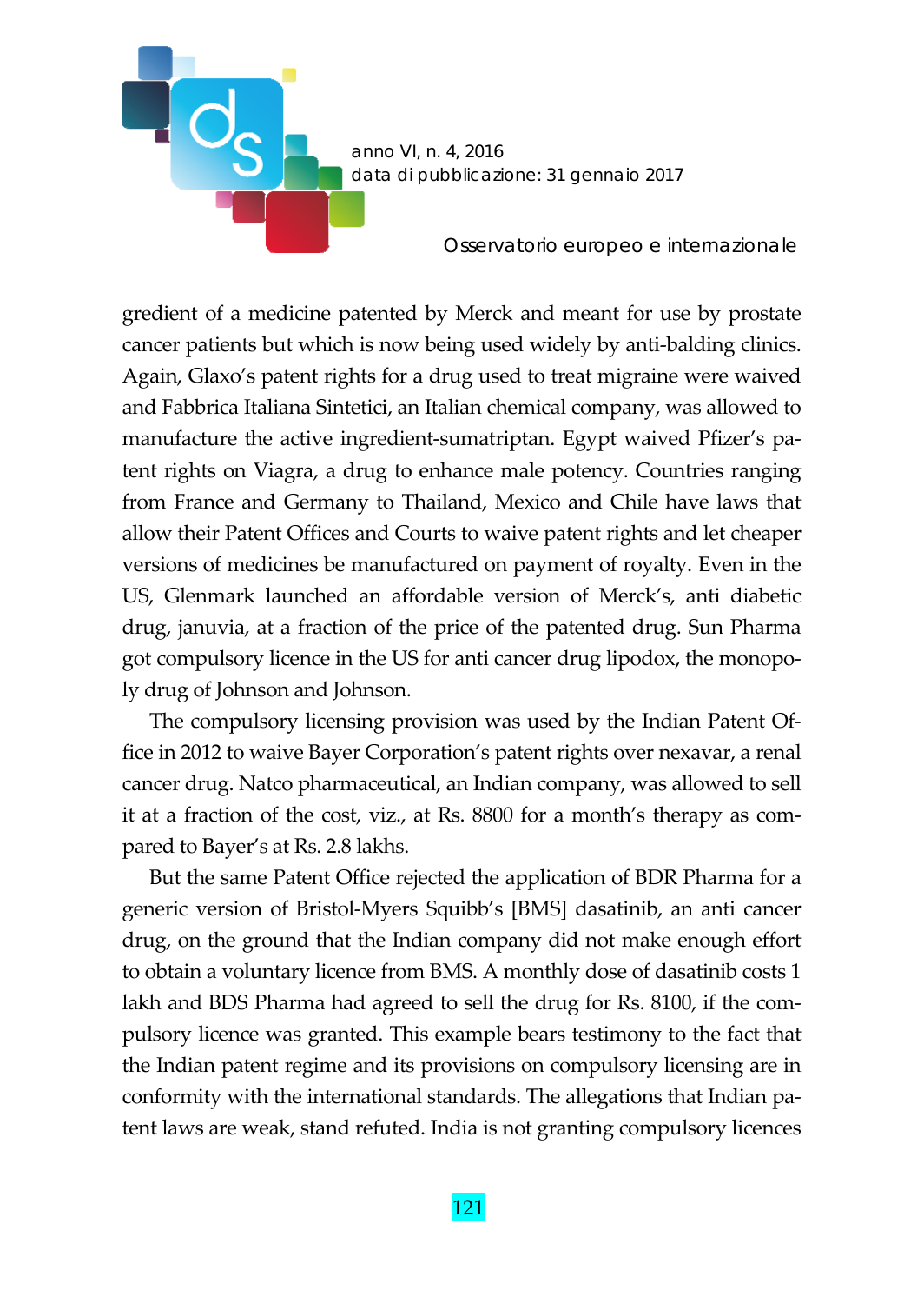gredient of a medicine patented by Merck and meant for use by prostate cancer patients but which is now being used widely by anti-balding clinics. Again, Glaxo's patent rights for a drug used to treat migraine were waived and Fabbrica Italiana Sintetici, an Italian chemical company, was allowed to manufacture the active ingredient-sumatriptan. Egypt waived Pfizer's patent rights on Viagra, a drug to enhance male potency. Countries ranging from France and Germany to Thailand, Mexico and Chile have laws that allow their Patent Offices and Courts to waive patent rights and let cheaper versions of medicines be manufactured on payment of royalty. Even in the US, Glenmark launched an affordable version of Merck's, anti diabetic drug, januvia, at a fraction of the price of the patented drug. Sun Pharma got compulsory licence in the US for anti cancer drug lipodox, the monopoly drug of Johnson and Johnson.

The compulsory licensing provision was used by the Indian Patent Office in 2012 to waive Bayer Corporation's patent rights over nexavar, a renal cancer drug. Natco pharmaceutical, an Indian company, was allowed to sell it at a fraction of the cost, viz., at Rs. 8800 for a month's therapy as compared to Bayer's at Rs. 2.8 lakhs.

But the same Patent Office rejected the application of BDR Pharma for a generic version of Bristol-Myers Squibb's [BMS] dasatinib, an anti cancer drug, on the ground that the Indian company did not make enough effort to obtain a voluntary licence from BMS. A monthly dose of dasatinib costs 1 lakh and BDS Pharma had agreed to sell the drug for Rs. 8100, if the compulsory licence was granted. This example bears testimony to the fact that the Indian patent regime and its provisions on compulsory licensing are in conformity with the international standards. The allegations that Indian patent laws are weak, stand refuted. India is not granting compulsory licences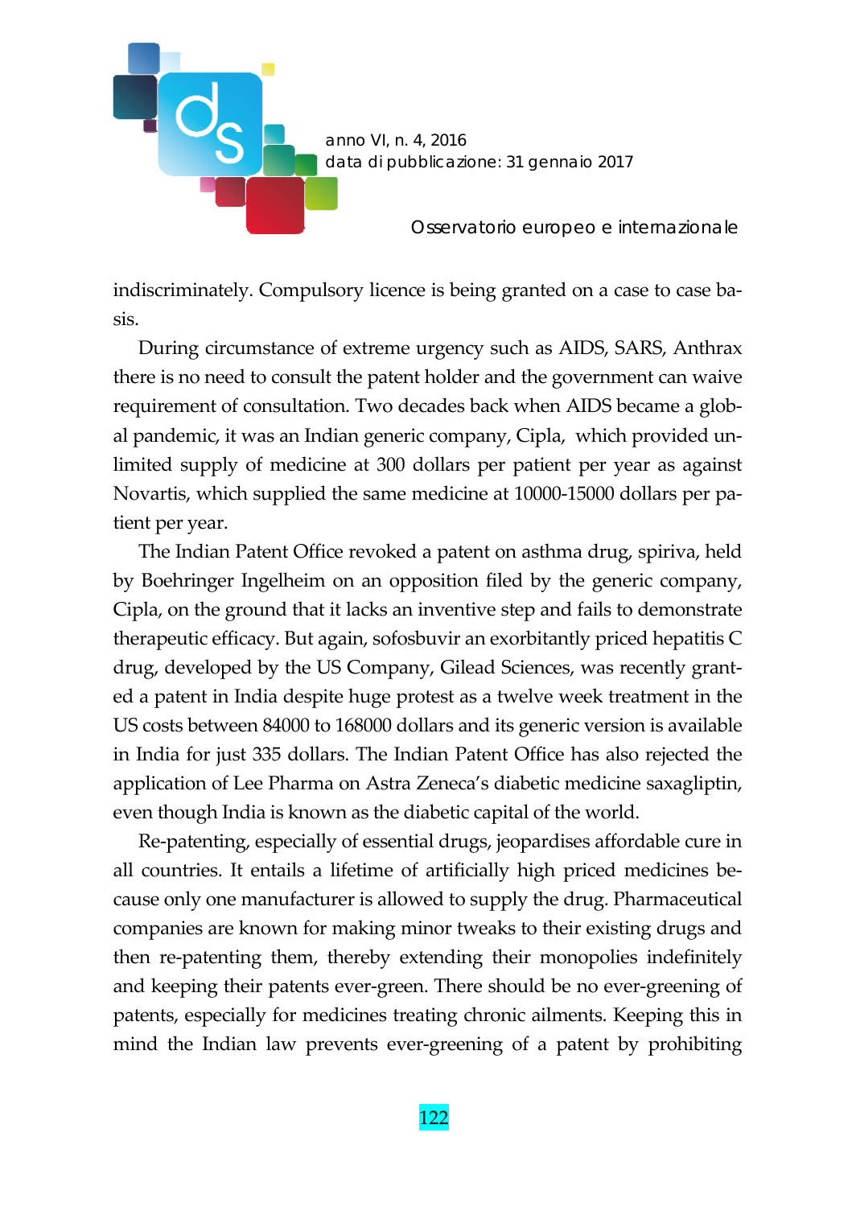indiscriminately. Compulsory licence is being granted on a case to case basis.

During circumstance of extreme urgency such as AIDS, SARS, Anthrax there is no need to consult the patent holder and the government can waive requirement of consultation. Two decades back when AIDS became a global pandemic, it was an Indian generic company, Cipla, which provided unlimited supply of medicine at 300 dollars per patient per year as against Novartis, which supplied the same medicine at 10000-15000 dollars per patient per year.

The Indian Patent Office revoked a patent on asthma drug, spiriva, held by Boehringer Ingelheim on an opposition filed by the generic company, Cipla, on the ground that it lacks an inventive step and fails to demonstrate therapeutic efficacy. But again, sofosbuvir an exorbitantly priced hepatitis C drug, developed by the US Company, Gilead Sciences, was recently granted a patent in India despite huge protest as a twelve week treatment in the US costs between 84000 to 168000 dollars and its generic version is available in India for just 335 dollars. The Indian Patent Office has also rejected the application of Lee Pharma on Astra Zeneca's diabetic medicine saxagliptin, even though India is known as the diabetic capital of the world.

Re-patenting, especially of essential drugs, jeopardises affordable cure in all countries. It entails a lifetime of artificially high priced medicines because only one manufacturer is allowed to supply the drug. Pharmaceutical companies are known for making minor tweaks to their existing drugs and then re-patenting them, thereby extending their monopolies indefinitely and keeping their patents ever-green. There should be no ever-greening of patents, especially for medicines treating chronic ailments. Keeping this in mind the Indian law prevents ever-greening of a patent by prohibiting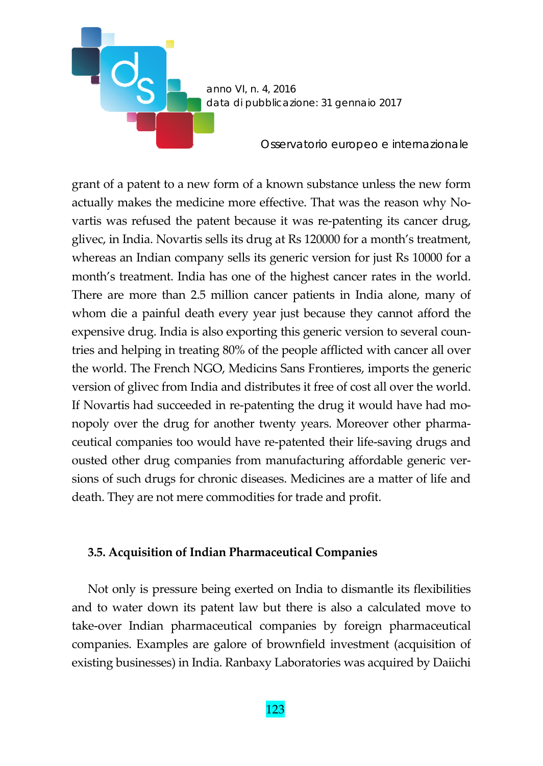grant of a patent to a new form of a known substance unless the new form actually makes the medicine more effective. That was the reason why Novartis was refused the patent because it was re-patenting its cancer drug, glivec, in India. Novartis sells its drug at Rs 120000 for a month's treatment, whereas an Indian company sells its generic version for just Rs 10000 for a month's treatment. India has one of the highest cancer rates in the world. There are more than 2.5 million cancer patients in India alone, many of whom die a painful death every year just because they cannot afford the expensive drug. India is also exporting this generic version to several countries and helping in treating 80% of the people afflicted with cancer all over the world. The French NGO, Medicins Sans Frontieres, imports the generic version of glivec from India and distributes it free of cost all over the world. If Novartis had succeeded in re-patenting the drug it would have had monopoly over the drug for another twenty years. Moreover other pharmaceutical companies too would have re-patented their life-saving drugs and ousted other drug companies from manufacturing affordable generic versions of such drugs for chronic diseases. Medicines are a matter of life and death. They are not mere commodities for trade and profit.

### 3.5. Acquisition of Indian Pharmaceutical Companies

Not only is pressure being exerted on India to dismantle its flexibilities and to water down its patent law but there is also a calculated move to take-over Indian pharmaceutical companies by foreign pharmaceutical companies. Examples are galore of brownfield investment (acquisition of existing businesses) in India. Ranbaxy Laboratories was acquired by Daiichi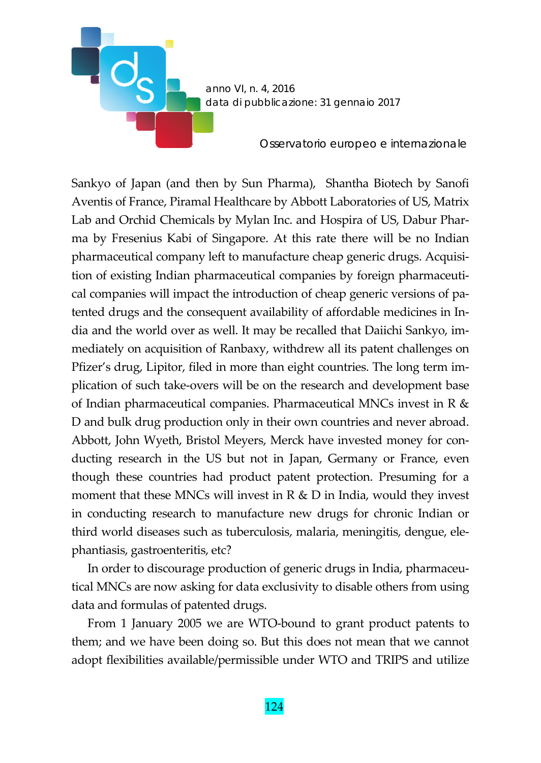Sankyo of Japan (and then by Sun Pharma), Shantha Biotech by Sanofi Aventis of France, Piramal Healthcare by Abbott Laboratories of US, Matrix Lab and Orchid Chemicals by Mylan Inc. and Hospira of US, Dabur Pharma by Fresenius Kabi of Singapore. At this rate there will be no Indian pharmaceutical company left to manufacture cheap generic drugs. Acquisition of existing Indian pharmaceutical companies by foreign pharmaceutical companies will impact the introduction of cheap generic versions of patented drugs and the consequent availability of affordable medicines in India and the world over as well. It may be recalled that Daiichi Sankyo, immediately on acquisition of Ranbaxy, withdrew all its patent challenges on Pfizer's drug, Lipitor, filed in more than eight countries. The long term implication of such take-overs will be on the research and development base of Indian pharmaceutical companies. Pharmaceutical MNCs invest in R & D and bulk drug production only in their own countries and never abroad. Abbott, John Wyeth, Bristol Meyers, Merck have invested money for conducting research in the US but not in Japan, Germany or France, even though these countries had product patent protection. Presuming for a moment that these MNCs will invest in R & D in India, would they invest in conducting research to manufacture new drugs for chronic Indian or third world diseases such as tuberculosis, malaria, meningitis, dengue, elephantiasis, gastroenteritis, etc?

In order to discourage production of generic drugs in India, pharmaceutical MNCs are now asking for data exclusivity to disable others from using data and formulas of patented drugs.

From 1 January 2005 we are WTO-bound to grant product patents to them; and we have been doing so. But this does not mean that we cannot adopt flexibilities available/permissible under WTO and TRIPS and utilize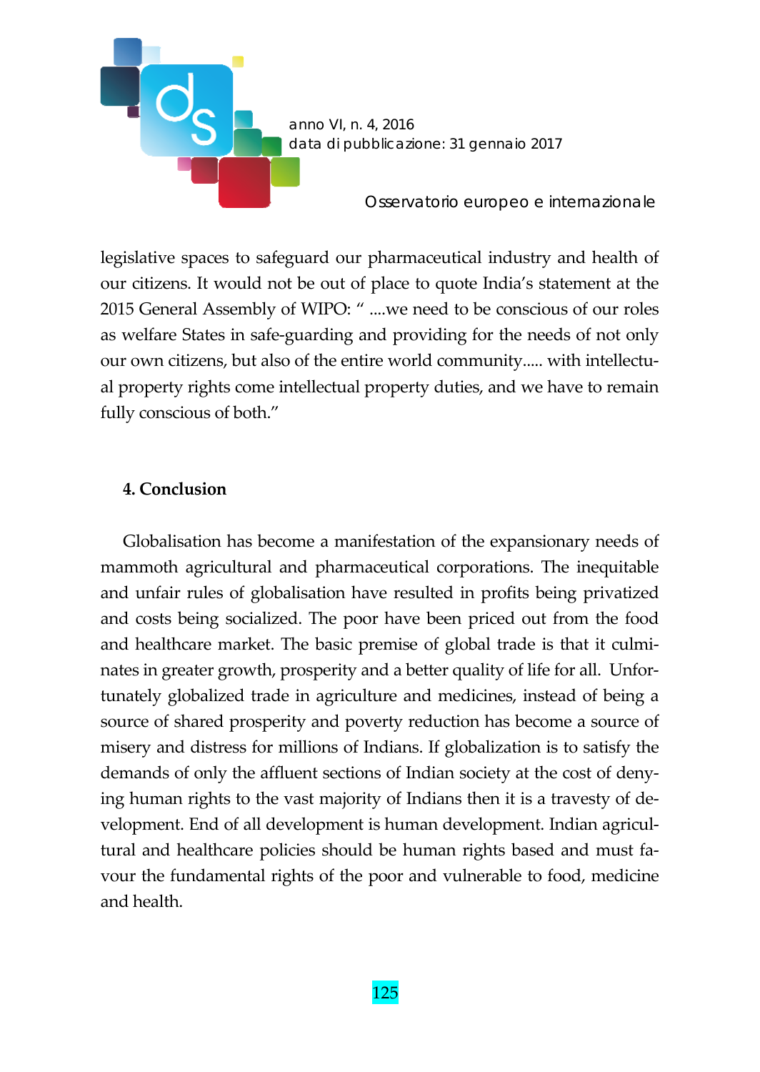legislative spaces to safeguard our pharmaceutical industry and health of our citizens. It would not be out of place to quote India's statement at the 2015 General Assembly of WIPO: " ....we need to be conscious of our roles as welfare States in safe-guarding and providing for the needs of not only our own citizens, but also of the entire world community..... with intellectual property rights come intellectual property duties, and we have to remain fully conscious of both."

## 4. Conclusion

Globalisation has become a manifestation of the expansionary needs of mammoth agricultural and pharmaceutical corporations. The inequitable and unfair rules of globalisation have resulted in profits being privatized and costs being socialized. The poor have been priced out from the food and healthcare market. The basic premise of global trade is that it culminates in greater growth, prosperity and a better quality of life for all. Unfortunately globalized trade in agriculture and medicines, instead of being a source of shared prosperity and poverty reduction has become a source of misery and distress for millions of Indians. If globalization is to satisfy the demands of only the affluent sections of Indian society at the cost of denying human rights to the vast majority of Indians then it is a travesty of development. End of all development is human development. Indian agricultural and healthcare policies should be human rights based and must favour the fundamental rights of the poor and vulnerable to food, medicine and health.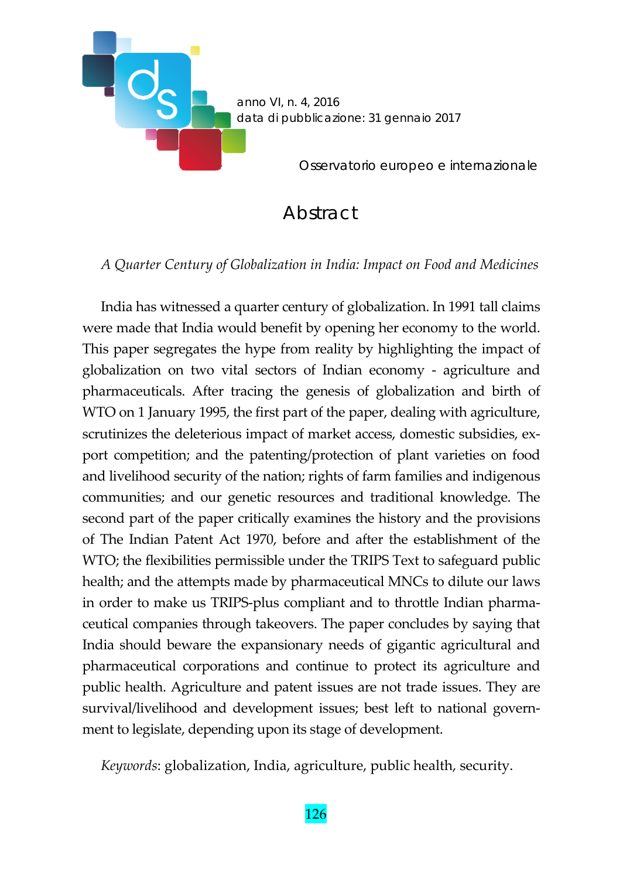# Abstract

*A Quarter Century of Globalization in India: Impact on Food and Medicines*

India has witnessed a quarter century of globalization. In 1991 tall claims were made that India would benefit by opening her economy to the world. This paper segregates the hype from reality by highlighting the impact of globalization on two vital sectors of Indian economy - agriculture and pharmaceuticals. After tracing the genesis of globalization and birth of WTO on 1 January 1995, the first part of the paper, dealing with agriculture, scrutinizes the deleterious impact of market access, domestic subsidies, export competition; and the patenting/protection of plant varieties on food and livelihood security of the nation; rights of farm families and indigenous communities; and our genetic resources and traditional knowledge. The second part of the paper critically examines the history and the provisions of The Indian Patent Act 1970, before and after the establishment of the WTO; the flexibilities permissible under the TRIPS Text to safeguard public health; and the attempts made by pharmaceutical MNCs to dilute our laws in order to make us TRIPS-plus compliant and to throttle Indian pharmaceutical companies through takeovers. The paper concludes by saying that India should beware the expansionary needs of gigantic agricultural and pharmaceutical corporations and continue to protect its agriculture and public health. Agriculture and patent issues are not trade issues. They are survival/livelihood and development issues; best left to national government to legislate, depending upon its stage of development.

*Keywords*: globalization, India, agriculture, public health, security.